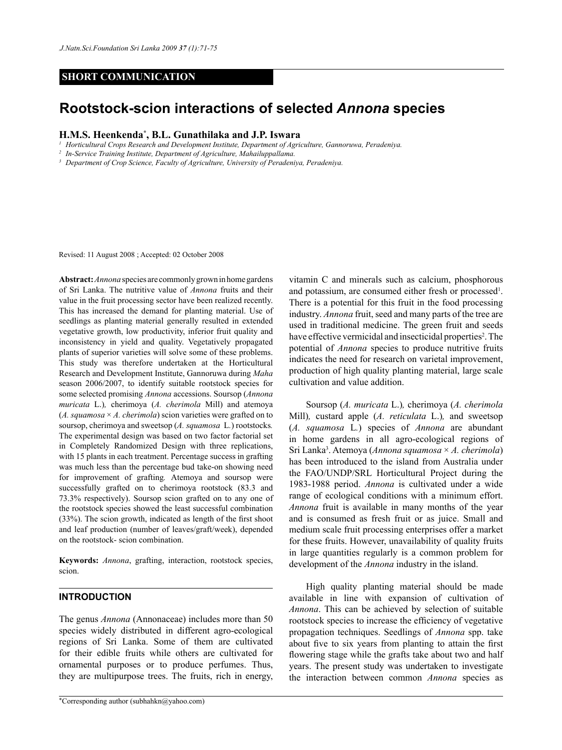SHORT COMMUNICATION

# Rootstock-scion interactions of selected *Annona* species

**H.M.S. Heenkenda*, B.L. Gunathilaka and J.P. Iswara**

[1] *Horticultural Crops Research and Development Institute, Department of Agriculture, Gannoruwa, Peradeniya.*
[2] *In-Service Training Institute, Department of Agriculture, Mahailuppallama.*
[3] *Department of Crop Science, Faculty of Agriculture, University of Peradeniya, Peradeniya.*

Revised: 11 August 2008 ; Accepted: 02 October 2008

**Abstract:** *Annona* species are commonly grown in home gardens of Sri Lanka. The nutritive value of *Annona* fruits and their value in the fruit processing sector have been realized recently. This has increased the demand for planting material. Use of seedlings as planting material generally resulted in extended vegetative growth, low productivity, inferior fruit quality and inconsistency in yield and quality. Vegetatively propagated plants of superior varieties will solve some of these problems. This study was therefore undertaken at the Horticultural Research and Development Institute, Gannoruwa during *Maha* season 2006/2007, to identify suitable rootstock species for some selected promising *Annona* accessions. Soursop (*Annona muricata* L.), cherimoya (*A. cherimola* Mill) and atemoya (*A. squamosa* × *A. cherimola*) scion varieties were grafted on to soursop, cherimoya and sweetsop (*A. squamosa* L.) rootstocks. The experimental design was based on two factor factorial set in Completely Randomized Design with three replications, with 15 plants in each treatment. Percentage success in grafting was much less than the percentage bud take-on showing need for improvement of grafting. Atemoya and soursop were successfully grafted on to cherimoya rootstock (83.3 and 73.3% respectively). Soursop scion grafted on to any one of the rootstock species showed the least successful combination (33%). The scion growth, indicated as length of the first shoot and leaf production (number of leaves/graft/week), depended on the rootstock- scion combination.

**Keywords:** *Annona*, grafting, interaction, rootstock species, scion.

## INTRODUCTION

The genus *Annona* (Annonaceae) includes more than 50 species widely distributed in different agro-ecological regions of Sri Lanka. Some of them are cultivated for their edible fruits while others are cultivated for ornamental purposes or to produce perfumes. Thus, they are multipurpose trees. The fruits, rich in energy, vitamin C and minerals such as calcium, phosphorous and potassium, are consumed either fresh or processed[1]. There is a potential for this fruit in the food processing industry. *Annona* fruit, seed and many parts of the tree are used in traditional medicine. The green fruit and seeds have effective vermicidal and insecticidal properties[2]. The potential of *Annona* species to produce nutritive fruits indicates the need for research on varietal improvement, production of high quality planting material, large scale cultivation and value addition.

Soursop (*A. muricata* L.), cherimoya (*A. cherimola* Mill), custard apple (*A. reticulata* L.), and sweetsop (*A. squamosa* L.) species of *Annona* are abundant in home gardens in all agro-ecological regions of Sri Lanka[3]. Atemoya (*Annona squamosa* × *A. cherimola*) has been introduced to the island from Australia under the FAO/UNDP/SRL Horticultural Project during the 1983-1988 period. *Annona* is cultivated under a wide range of ecological conditions with a minimum effort. *Annona* fruit is available in many months of the year and is consumed as fresh fruit or as juice. Small and medium scale fruit processing enterprises offer a market for these fruits. However, unavailability of quality fruits in large quantities regularly is a common problem for development of the *Annona* industry in the island.

High quality planting material should be made available in line with expansion of cultivation of *Annona*. This can be achieved by selection of suitable rootstock species to increase the efficiency of vegetative propagation techniques. Seedlings of *Annona* spp. take about five to six years from planting to attain the first flowering stage while the grafts take about two and half years. The present study was undertaken to investigate the interaction between common *Annona* species as

*Corresponding author (subhahkn@yahoo.com)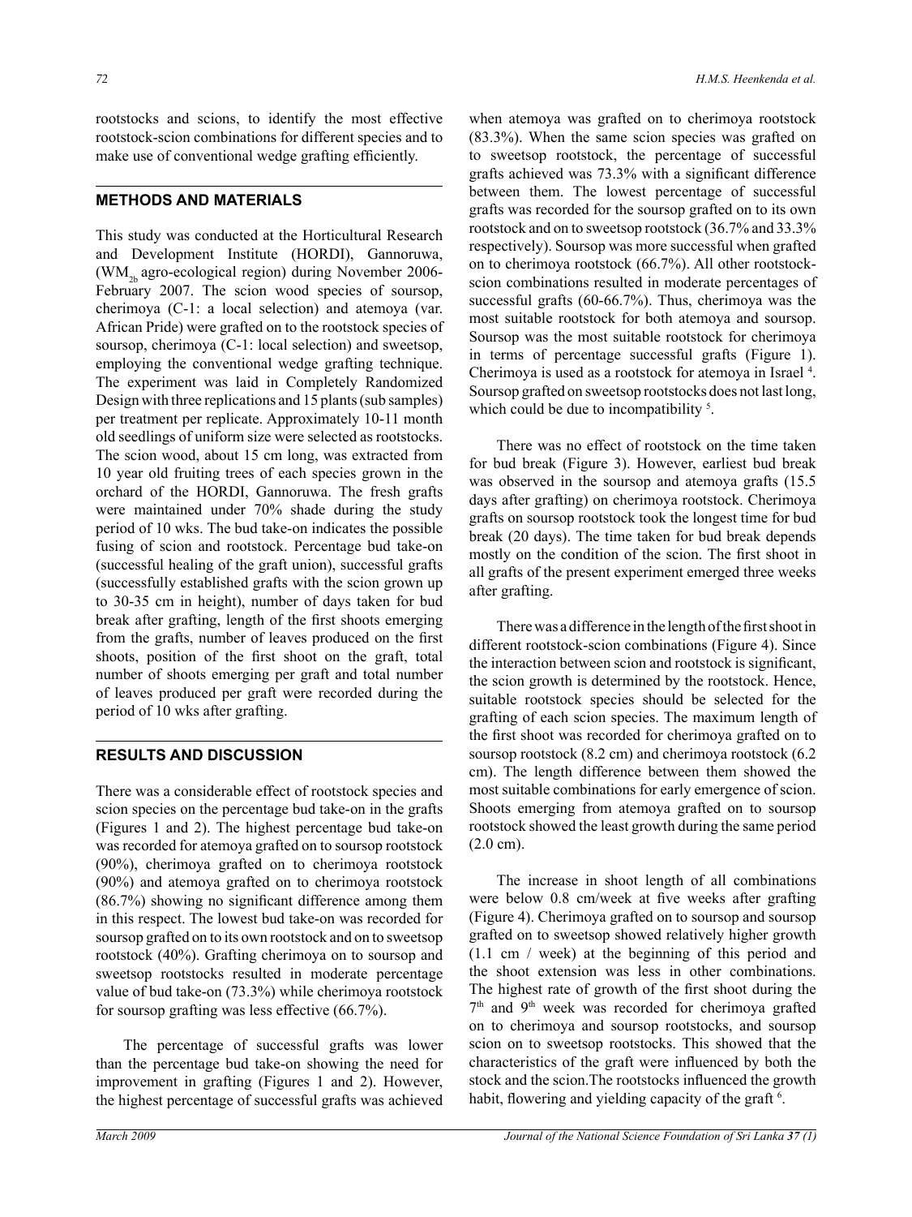rootstocks and scions, to identify the most effective rootstock-scion combinations for different species and to make use of conventional wedge grafting efficiently.

## METHODS AND MATERIALS

This study was conducted at the Horticultural Research and Development Institute (HORDI), Gannoruwa, ($WM_{2b}$ agro-ecological region) during November 2006-February 2007. The scion wood species of soursop, cherimoya (C-1: a local selection) and atemoya (var. African Pride) were grafted on to the rootstock species of soursop, cherimoya (C-1: local selection) and sweetsop, employing the conventional wedge grafting technique. The experiment was laid in Completely Randomized Design with three replications and 15 plants (sub samples) per treatment per replicate. Approximately 10-11 month old seedlings of uniform size were selected as rootstocks. The scion wood, about 15 cm long, was extracted from 10 year old fruiting trees of each species grown in the orchard of the HORDI, Gannoruwa. The fresh grafts were maintained under 70% shade during the study period of 10 wks. The bud take-on indicates the possible fusing of scion and rootstock. Percentage bud take-on (successful healing of the graft union), successful grafts (successfully established grafts with the scion grown up to 30-35 cm in height), number of days taken for bud break after grafting, length of the first shoots emerging from the grafts, number of leaves produced on the first shoots, position of the first shoot on the graft, total number of shoots emerging per graft and total number of leaves produced per graft were recorded during the period of 10 wks after grafting.

## RESULTS AND DISCUSSION

There was a considerable effect of rootstock species and scion species on the percentage bud take-on in the grafts (Figures 1 and 2). The highest percentage bud take-on was recorded for atemoya grafted on to soursop rootstock (90%), cherimoya grafted on to cherimoya rootstock (90%) and atemoya grafted on to cherimoya rootstock (86.7%) showing no significant difference among them in this respect. The lowest bud take-on was recorded for soursop grafted on to its own rootstock and on to sweetsop rootstock (40%). Grafting cherimoya on to soursop and sweetsop rootstocks resulted in moderate percentage value of bud take-on (73.3%) while cherimoya rootstock for soursop grafting was less effective (66.7%).

The percentage of successful grafts was lower than the percentage bud take-on showing the need for improvement in grafting (Figures 1 and 2). However, the highest percentage of successful grafts was achieved when atemoya was grafted on to cherimoya rootstock (83.3%). When the same scion species was grafted on to sweetsop rootstock, the percentage of successful grafts achieved was 73.3% with a significant difference between them. The lowest percentage of successful grafts was recorded for the soursop grafted on to its own rootstock and on to sweetsop rootstock (36.7% and 33.3% respectively). Soursop was more successful when grafted on to cherimoya rootstock (66.7%). All other rootstock-scion combinations resulted in moderate percentages of successful grafts (60-66.7%). Thus, cherimoya was the most suitable rootstock for both atemoya and soursop. Soursop was the most suitable rootstock for cherimoya in terms of percentage successful grafts (Figure 1). Cherimoya is used as a rootstock for atemoya in Israel [4]. Soursop grafted on sweetsop rootstocks does not last long, which could be due to incompatibility [5].

There was no effect of rootstock on the time taken for bud break (Figure 3). However, earliest bud break was observed in the soursop and atemoya grafts (15.5 days after grafting) on cherimoya rootstock. Cherimoya grafts on soursop rootstock took the longest time for bud break (20 days). The time taken for bud break depends mostly on the condition of the scion. The first shoot in all grafts of the present experiment emerged three weeks after grafting.

There was a difference in the length of the first shoot in different rootstock-scion combinations (Figure 4). Since the interaction between scion and rootstock is significant, the scion growth is determined by the rootstock. Hence, suitable rootstock species should be selected for the grafting of each scion species. The maximum length of the first shoot was recorded for cherimoya grafted on to soursop rootstock (8.2 cm) and cherimoya rootstock (6.2 cm). The length difference between them showed the most suitable combinations for early emergence of scion. Shoots emerging from atemoya grafted on to soursop rootstock showed the least growth during the same period (2.0 cm).

The increase in shoot length of all combinations were below 0.8 cm/week at five weeks after grafting (Figure 4). Cherimoya grafted on to soursop and soursop grafted on to sweetsop showed relatively higher growth (1.1 cm / week) at the beginning of this period and the shoot extension was less in other combinations. The highest rate of growth of the first shoot during the 7th and 9th week was recorded for cherimoya grafted on to cherimoya and soursop rootstocks, and soursop scion on to sweetsop rootstocks. This showed that the characteristics of the graft were influenced by both the stock and the scion.The rootstocks influenced the growth habit, flowering and yielding capacity of the graft [6].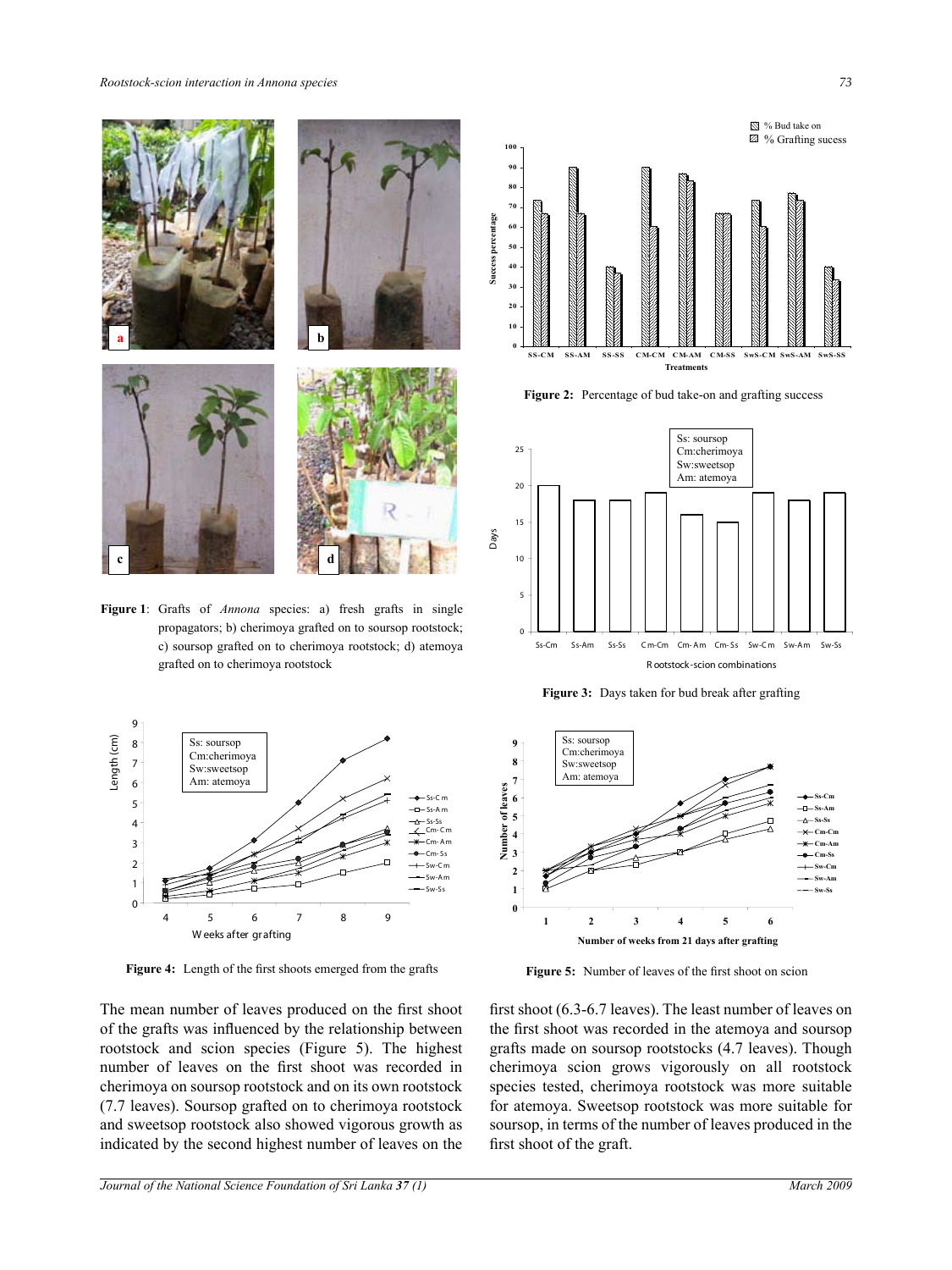**Figure 1**: Grafts of *Annona* species: a) fresh grafts in single propagators; b) cherimoya grafted on to soursop rootstock; c) soursop grafted on to cherimoya rootstock; d) atemoya grafted on to cherimoya rootstock

**Figure 2:** Percentage of bud take-on and grafting success

**Figure 3:** Days taken for bud break after grafting

**Figure 4:** Length of the first shoots emerged from the grafts

**Figure 5:** Number of leaves of the first shoot on scion

The mean number of leaves produced on the first shoot of the grafts was influenced by the relationship between rootstock and scion species (Figure 5). The highest number of leaves on the first shoot was recorded in cherimoya on soursop rootstock and on its own rootstock (7.7 leaves). Soursop grafted on to cherimoya rootstock and sweetsop rootstock also showed vigorous growth as indicated by the second highest number of leaves on the first shoot (6.3-6.7 leaves). The least number of leaves on the first shoot was recorded in the atemoya and soursop grafts made on soursop rootstocks (4.7 leaves). Though cherimoya scion grows vigorously on all rootstock species tested, cherimoya rootstock was more suitable for atemoya. Sweetsop rootstock was more suitable for soursop, in terms of the number of leaves produced in the first shoot of the graft.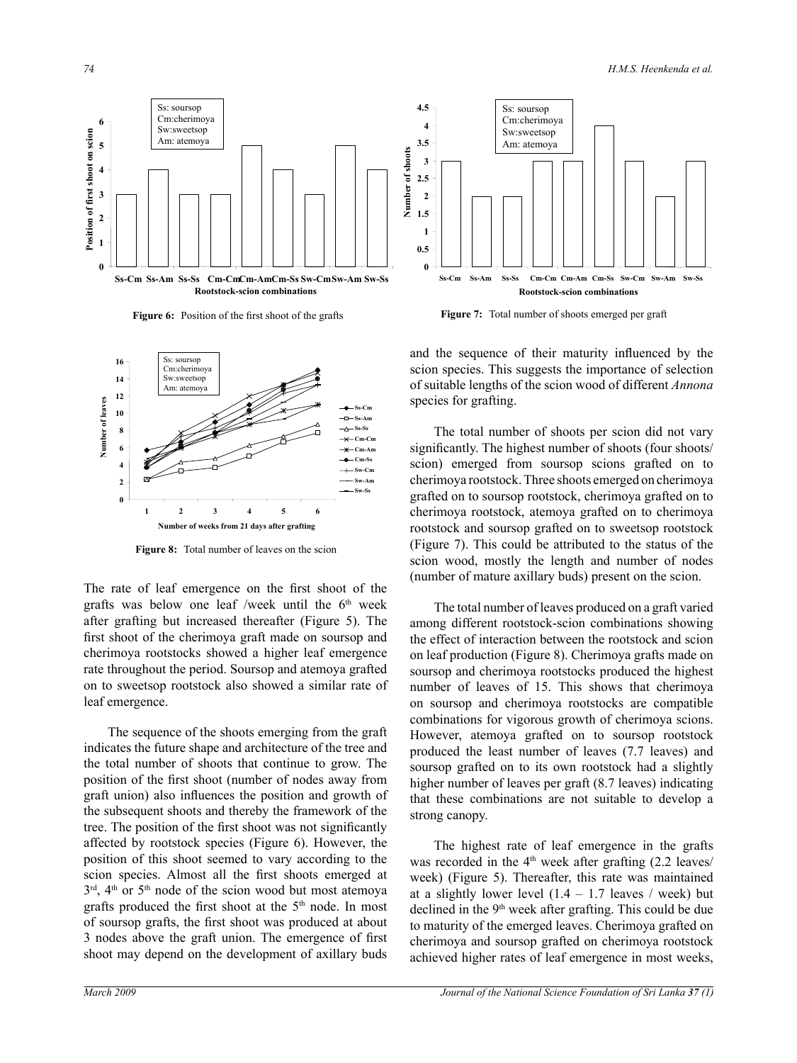Figure 6: Position of the first shoot of the grafts

Figure 7: Total number of shoots emerged per graft

Figure 8: Total number of leaves on the scion

The rate of leaf emergence on the first shoot of the grafts was below one leaf /week until the 6th week after grafting but increased thereafter (Figure 5). The first shoot of the cherimoya graft made on soursop and cherimoya rootstocks showed a higher leaf emergence rate throughout the period. Soursop and atemoya grafted on to sweetsop rootstock also showed a similar rate of leaf emergence.

The sequence of the shoots emerging from the graft indicates the future shape and architecture of the tree and the total number of shoots that continue to grow. The position of the first shoot (number of nodes away from graft union) also influences the position and growth of the subsequent shoots and thereby the framework of the tree. The position of the first shoot was not significantly affected by rootstock species (Figure 6). However, the position of this shoot seemed to vary according to the scion species. Almost all the first shoots emerged at 3rd, 4th or 5th node of the scion wood but most atemoya grafts produced the first shoot at the 5th node. In most of soursop grafts, the first shoot was produced at about 3 nodes above the graft union. The emergence of first shoot may depend on the development of axillary buds and the sequence of their maturity influenced by the scion species. This suggests the importance of selection of suitable lengths of the scion wood of different *Annona* species for grafting.

The total number of shoots per scion did not vary significantly. The highest number of shoots (four shoots/ scion) emerged from soursop scions grafted on to cherimoya rootstock. Three shoots emerged on cherimoya grafted on to soursop rootstock, cherimoya grafted on to cherimoya rootstock, atemoya grafted on to cherimoya rootstock and soursop grafted on to sweetsop rootstock (Figure 7). This could be attributed to the status of the scion wood, mostly the length and number of nodes (number of mature axillary buds) present on the scion.

The total number of leaves produced on a graft varied among different rootstock-scion combinations showing the effect of interaction between the rootstock and scion on leaf production (Figure 8). Cherimoya grafts made on soursop and cherimoya rootstocks produced the highest number of leaves of 15. This shows that cherimoya on soursop and cherimoya rootstocks are compatible combinations for vigorous growth of cherimoya scions. However, atemoya grafted on to soursop rootstock produced the least number of leaves (7.7 leaves) and soursop grafted on to its own rootstock had a slightly higher number of leaves per graft (8.7 leaves) indicating that these combinations are not suitable to develop a strong canopy.

The highest rate of leaf emergence in the grafts was recorded in the 4th week after grafting (2.2 leaves/ week) (Figure 5). Thereafter, this rate was maintained at a slightly lower level (1.4 – 1.7 leaves / week) but declined in the 9th week after grafting. This could be due to maturity of the emerged leaves. Cherimoya grafted on cherimoya and soursop grafted on cherimoya rootstock achieved higher rates of leaf emergence in most weeks,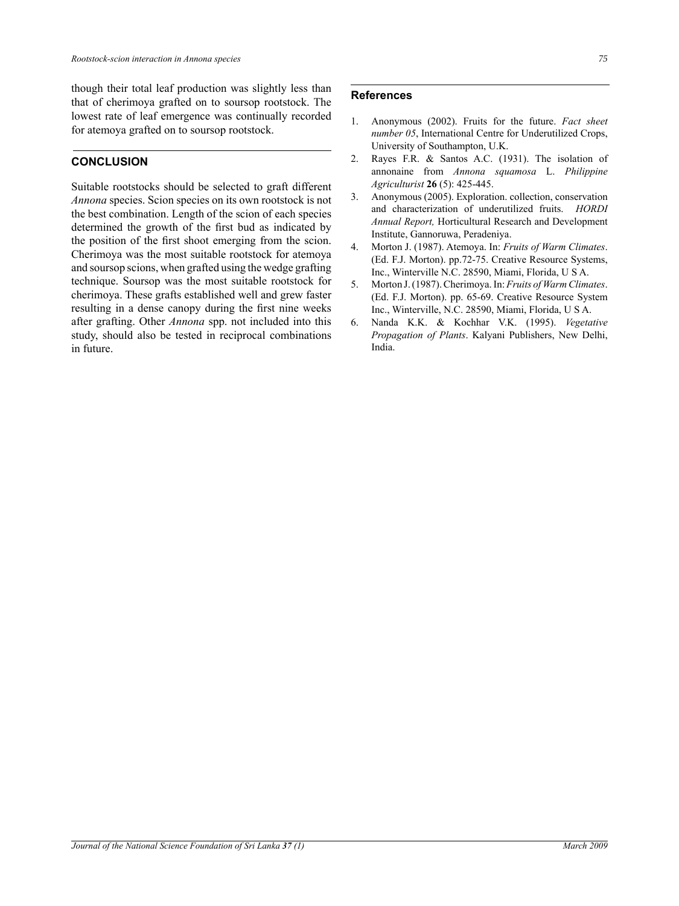though their total leaf production was slightly less than that of cherimoya grafted on to soursop rootstock. The lowest rate of leaf emergence was continually recorded for atemoya grafted on to soursop rootstock.

## CONCLUSION

Suitable rootstocks should be selected to graft different *Annona* species. Scion species on its own rootstock is not the best combination. Length of the scion of each species determined the growth of the first bud as indicated by the position of the first shoot emerging from the scion. Cherimoya was the most suitable rootstock for atemoya and soursop scions, when grafted using the wedge grafting technique. Soursop was the most suitable rootstock for cherimoya. These grafts established well and grew faster resulting in a dense canopy during the first nine weeks after grafting. Other *Annona* spp. not included into this study, should also be tested in reciprocal combinations in future.

## References

1. Anonymous (2002). Fruits for the future. *Fact sheet number 05*, International Centre for Underutilized Crops, University of Southampton, U.K.
2. Rayes F.R. & Santos A.C. (1931). The isolation of annonaine from *Annona squamosa* L. *Philippine Agriculturist* **26** (5): 425-445.
3. Anonymous (2005). Exploration. collection, conservation and characterization of underutilized fruits. *HORDI Annual Report,* Horticultural Research and Development Institute, Gannoruwa, Peradeniya.
4. Morton J. (1987). Atemoya. In: *Fruits of Warm Climates*. (Ed. F.J. Morton). pp.72-75. Creative Resource Systems, Inc., Winterville N.C. 28590, Miami, Florida, U S A.
5. Morton J. (1987). Cherimoya. In: *Fruits of Warm Climates*. (Ed. F.J. Morton). pp. 65-69. Creative Resource System Inc., Winterville, N.C. 28590, Miami, Florida, U S A.
6. Nanda K.K. & Kochhar V.K. (1995). *Vegetative Propagation of Plants*. Kalyani Publishers, New Delhi, India.